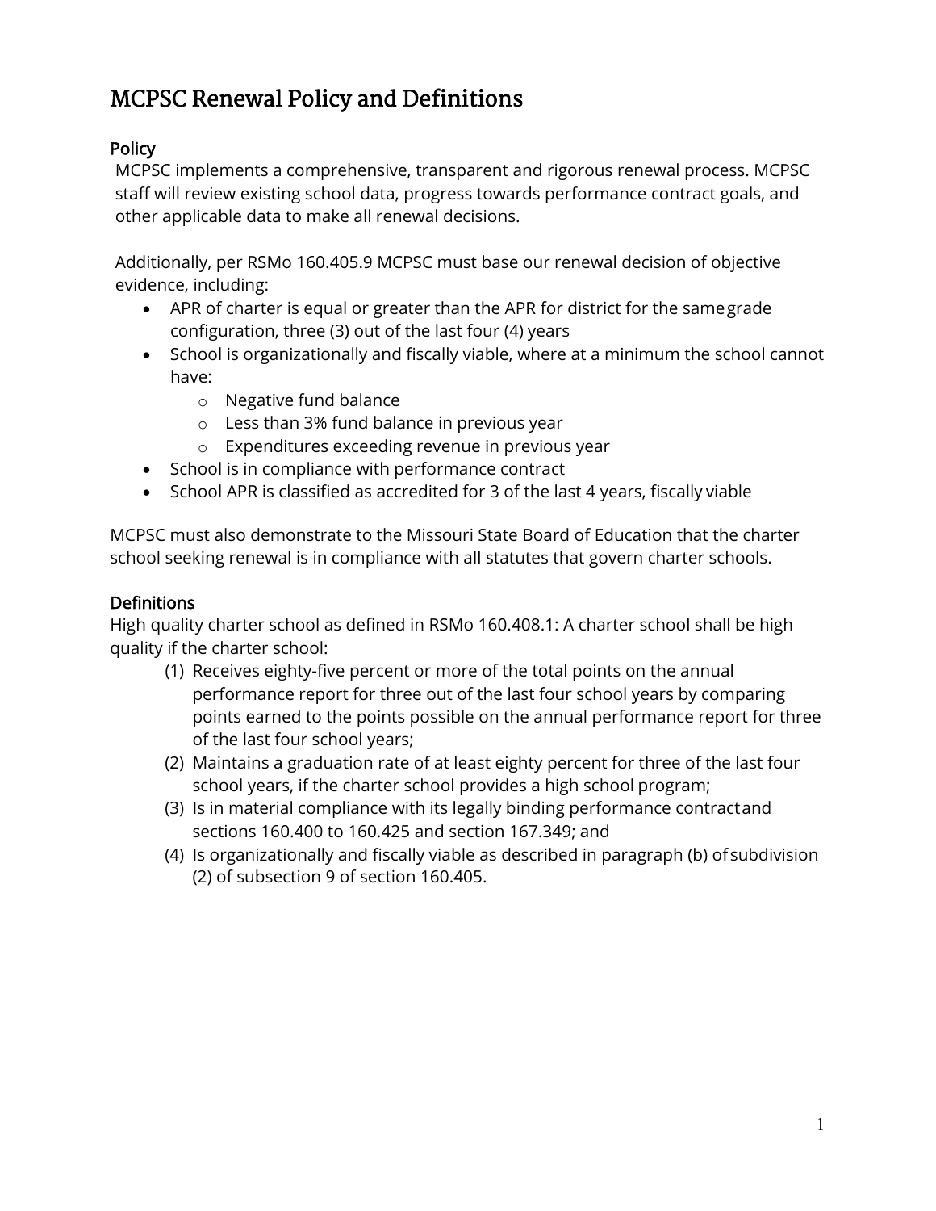# MCPSC Renewal Policy and Definitions

## Policy

MCPSC implements a comprehensive, transparent and rigorous renewal process. MCPSC staff will review existing school data, progress towards performance contract goals, and other applicable data to make all renewal decisions.

Additionally, per RSMo 160.405.9 MCPSC must base our renewal decision of objective evidence, including:

- APR of charter is equal or greater than the APR for district for the same grade configuration, three (3) out of the last four (4) years
- School is organizationally and fiscally viable, where at a minimum the school cannot have:
    - Negative fund balance
    - Less than 3% fund balance in previous year
    - Expenditures exceeding revenue in previous year
- School is in compliance with performance contract
- School APR is classified as accredited for 3 of the last 4 years, fiscally viable

MCPSC must also demonstrate to the Missouri State Board of Education that the charter school seeking renewal is in compliance with all statutes that govern charter schools.

## Definitions

High quality charter school as defined in RSMo 160.408.1: A charter school shall be high quality if the charter school:

1. Receives eighty-five percent or more of the total points on the annual performance report for three out of the last four school years by comparing points earned to the points possible on the annual performance report for three of the last four school years;
2. Maintains a graduation rate of at least eighty percent for three of the last four school years, if the charter school provides a high school program;
3. Is in material compliance with its legally binding performance contract and sections 160.400 to 160.425 and section 167.349; and
4. Is organizationally and fiscally viable as described in paragraph (b) of subdivision (2) of subsection 9 of section 160.405.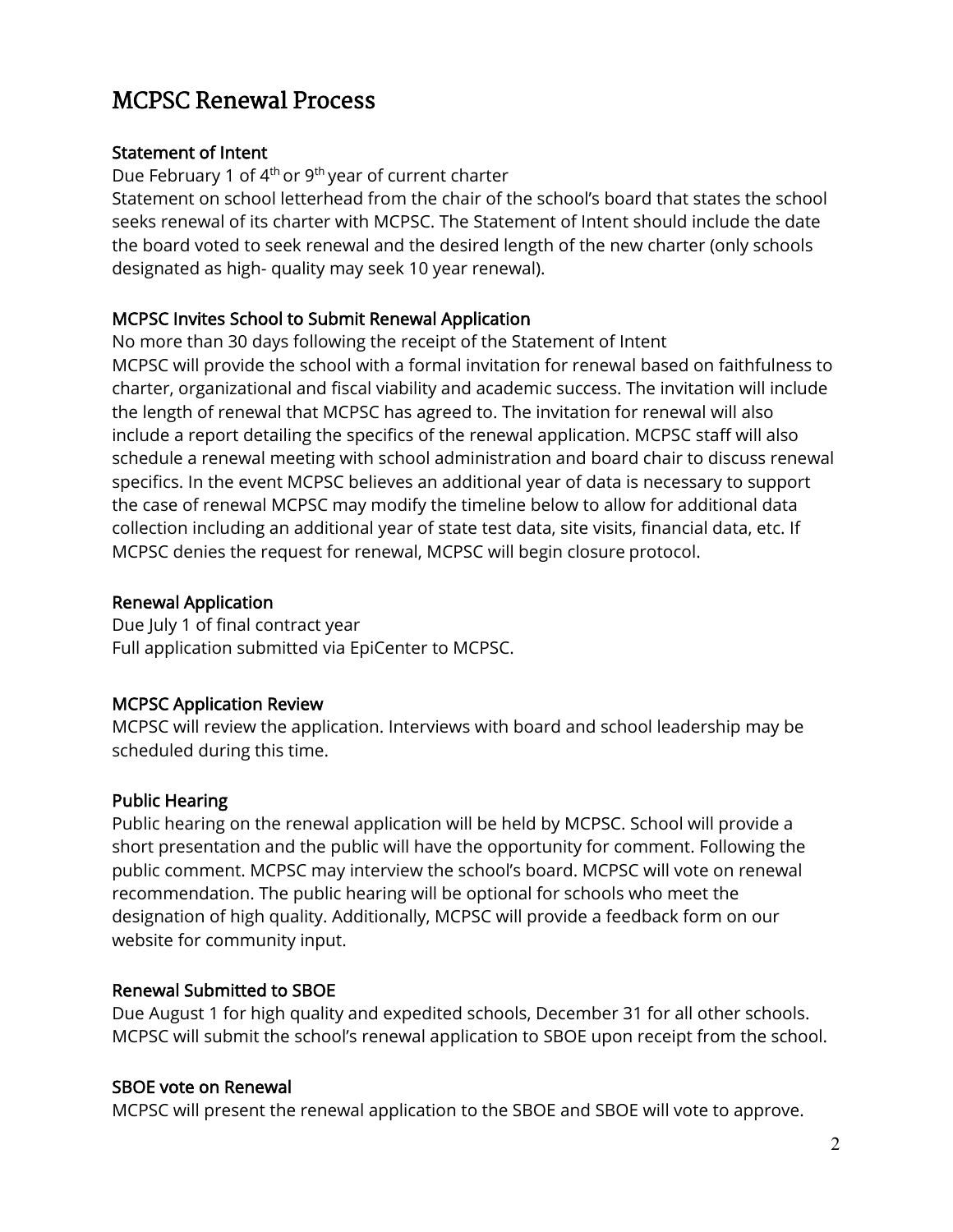# MCPSC Renewal Process

## Statement of Intent

Due February 1 of 4th or 9th year of current charter

Statement on school letterhead from the chair of the school's board that states the school seeks renewal of its charter with MCPSC. The Statement of Intent should include the date the board voted to seek renewal and the desired length of the new charter (only schools designated as high- quality may seek 10 year renewal).

## MCPSC Invites School to Submit Renewal Application

No more than 30 days following the receipt of the Statement of Intent

MCPSC will provide the school with a formal invitation for renewal based on faithfulness to charter, organizational and fiscal viability and academic success. The invitation will include the length of renewal that MCPSC has agreed to. The invitation for renewal will also include a report detailing the specifics of the renewal application. MCPSC staff will also schedule a renewal meeting with school administration and board chair to discuss renewal specifics. In the event MCPSC believes an additional year of data is necessary to support the case of renewal MCPSC may modify the timeline below to allow for additional data collection including an additional year of state test data, site visits, financial data, etc. If MCPSC denies the request for renewal, MCPSC will begin closure protocol.

## Renewal Application

Due July 1 of final contract year

Full application submitted via EpiCenter to MCPSC.

## MCPSC Application Review

MCPSC will review the application. Interviews with board and school leadership may be scheduled during this time.

## Public Hearing

Public hearing on the renewal application will be held by MCPSC. School will provide a short presentation and the public will have the opportunity for comment. Following the public comment. MCPSC may interview the school's board. MCPSC will vote on renewal recommendation. The public hearing will be optional for schools who meet the designation of high quality. Additionally, MCPSC will provide a feedback form on our website for community input.

## Renewal Submitted to SBOE

Due August 1 for high quality and expedited schools, December 31 for all other schools.

MCPSC will submit the school's renewal application to SBOE upon receipt from the school.

## SBOE vote on Renewal

MCPSC will present the renewal application to the SBOE and SBOE will vote to approve.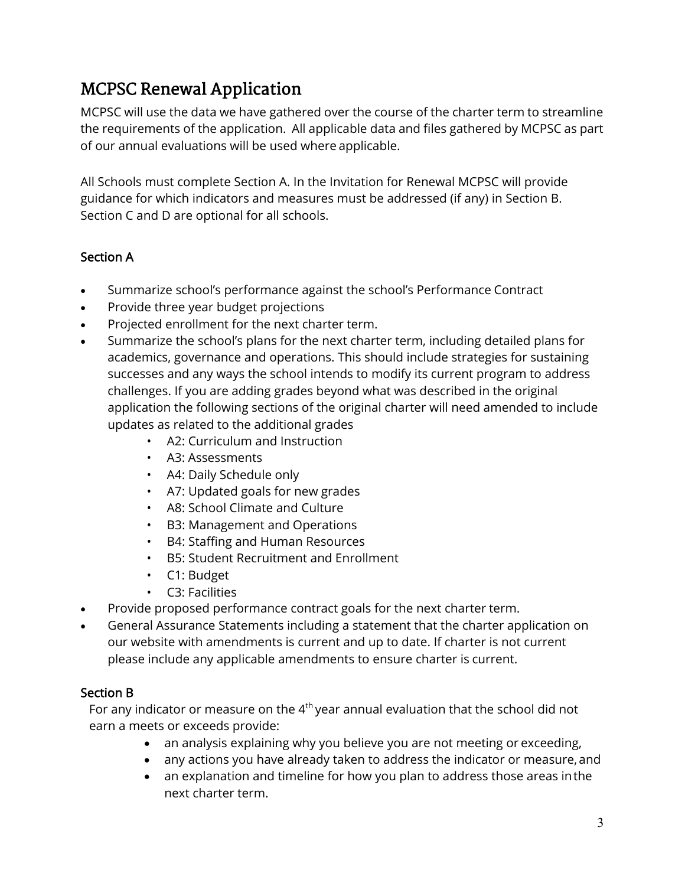# MCPSC Renewal Application

MCPSC will use the data we have gathered over the course of the charter term to streamline the requirements of the application. All applicable data and files gathered by MCPSC as part of our annual evaluations will be used where applicable.

All Schools must complete Section A. In the Invitation for Renewal MCPSC will provide guidance for which indicators and measures must be addressed (if any) in Section B. Section C and D are optional for all schools.

## Section A

- Summarize school's performance against the school's Performance Contract
- Provide three year budget projections
- Projected enrollment for the next charter term.
- Summarize the school's plans for the next charter term, including detailed plans for academics, governance and operations. This should include strategies for sustaining successes and any ways the school intends to modify its current program to address challenges. If you are adding grades beyond what was described in the original application the following sections of the original charter will need amended to include updates as related to the additional grades
    - A2: Curriculum and Instruction
    - A3: Assessments
    - A4: Daily Schedule only
    - A7: Updated goals for new grades
    - A8: School Climate and Culture
    - B3: Management and Operations
    - B4: Staffing and Human Resources
    - B5: Student Recruitment and Enrollment
    - C1: Budget
    - C3: Facilities
- Provide proposed performance contract goals for the next charter term.
- General Assurance Statements including a statement that the charter application on our website with amendments is current and up to date. If charter is not current please include any applicable amendments to ensure charter is current.

## Section B

For any indicator or measure on the 4th year annual evaluation that the school did not earn a meets or exceeds provide:

- an analysis explaining why you believe you are not meeting or exceeding,
- any actions you have already taken to address the indicator or measure, and
- an explanation and timeline for how you plan to address those areas in the next charter term.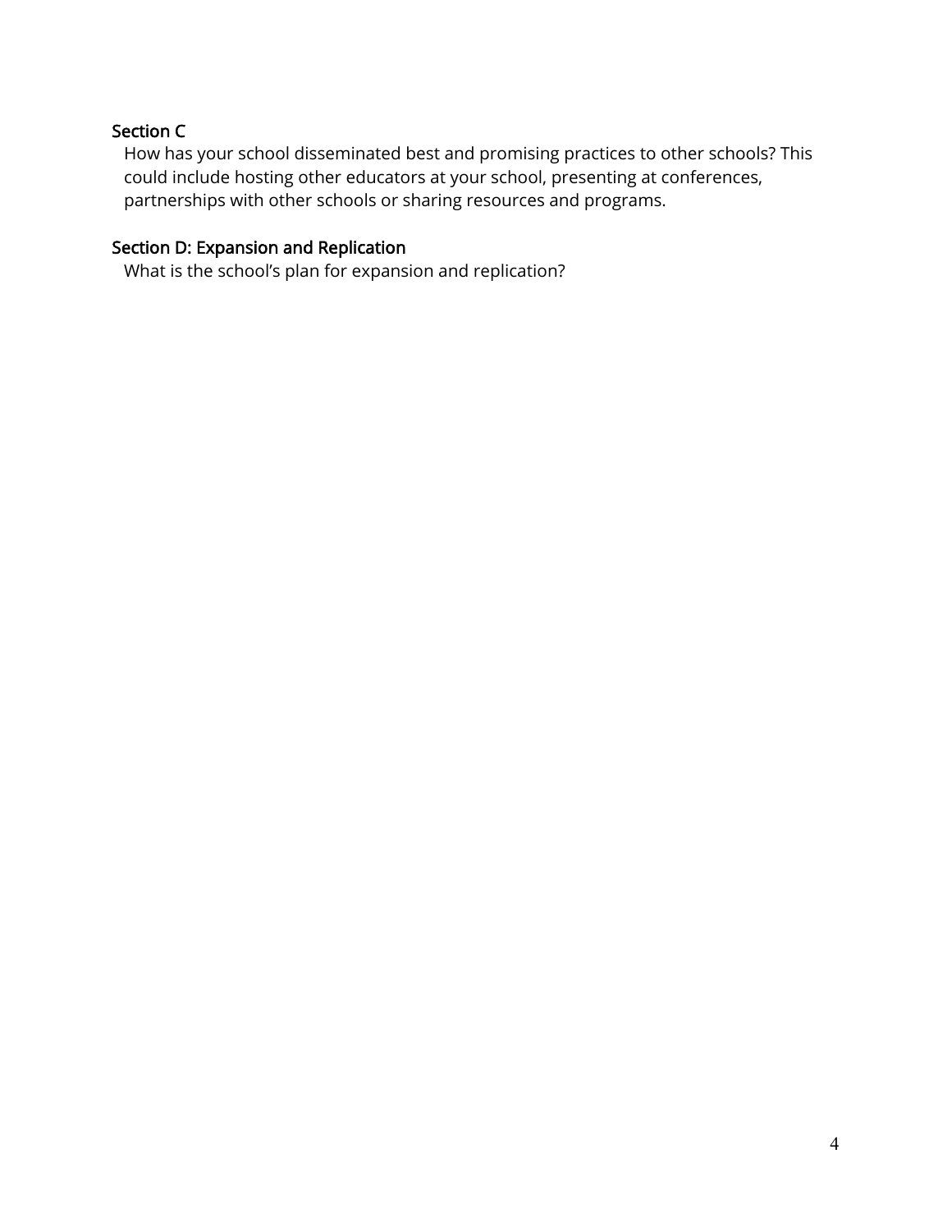### Section C

How has your school disseminated best and promising practices to other schools? This could include hosting other educators at your school, presenting at conferences, partnerships with other schools or sharing resources and programs.

### Section D: Expansion and Replication

What is the school's plan for expansion and replication?